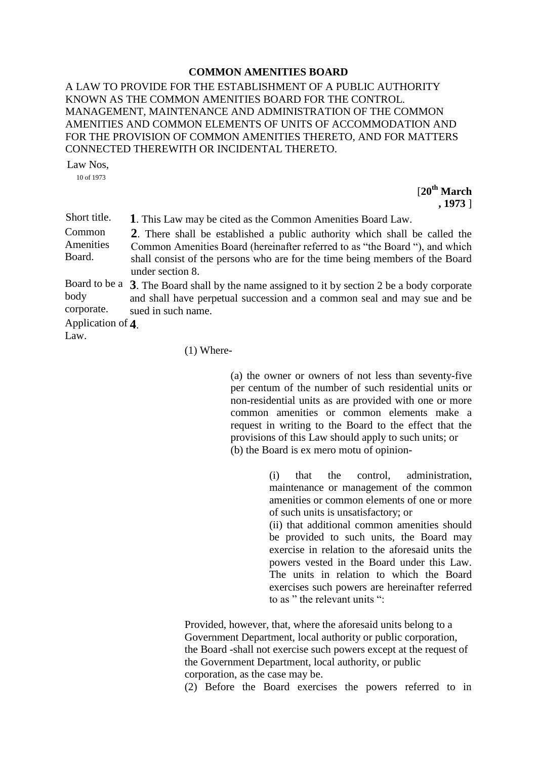# COMMON AMENITIES BOARD

A LAW TO PROVIDE FOR THE ESTABLISHMENT OF A PUBLIC AUTHORITY KNOWN AS THE COMMON AMENITIES BOARD FOR THE CONTROL. MANAGEMENT, MAINTENANCE AND ADMINISTRATION OF THE COMMON AMENITIES AND COMMON ELEMENTS OF UNITS OF ACCOMMODATION AND FOR THE PROVISION OF COMMON AMENITIES THERETO, AND FOR MATTERS CONNECTED THEREWITH OR INCIDENTAL THERETO.

Law Nos,
10 of 1973

[**20th March, 1973** ]

Short title.

**1**. This Law may be cited as the Common Amenities Board Law.

Common Amenities Board.

**2**. There shall be established a public authority which shall be called the Common Amenities Board (hereinafter referred to as "the Board "), and which shall consist of the persons who are for the time being members of the Board under section 8.

Board to be a body corporate.

**3**. The Board shall by the name assigned to it by section 2 be a body corporate and shall have perpetual succession and a common seal and may sue and be sued in such name.

Application of Law.

**4**.

(1) Where-

(a) the owner or owners of not less than seventy-five per centum of the number of such residential units or non-residential units as are provided with one or more common amenities or common elements make a request in writing to the Board to the effect that the provisions of this Law should apply to such units; or

(b) the Board is ex mero motu of opinion-

(i) that the control, administration, maintenance or management of the common amenities or common elements of one or more of such units is unsatisfactory; or

(ii) that additional common amenities should be provided to such units, the Board may exercise in relation to the aforesaid units the powers vested in the Board under this Law. The units in relation to which the Board exercises such powers are hereinafter referred to as " the relevant units ":

Provided, however, that, where the aforesaid units belong to a Government Department, local authority or public corporation, the Board -shall not exercise such powers except at the request of the Government Department, local authority, or public corporation, as the case may be.

(2) Before the Board exercises the powers referred to in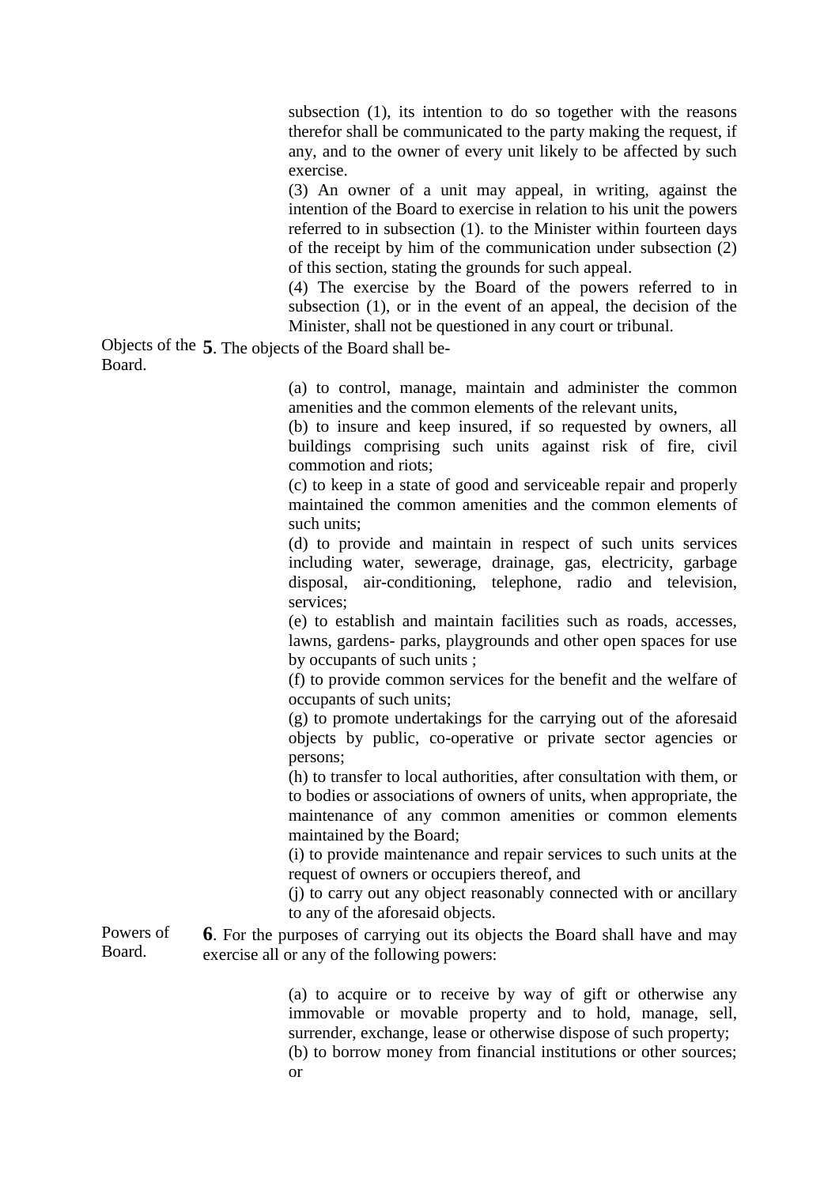subsection (1), its intention to do so together with the reasons therefor shall be communicated to the party making the request, if any, and to the owner of every unit likely to be affected by such exercise.

(3) An owner of a unit may appeal, in writing, against the intention of the Board to exercise in relation to his unit the powers referred to in subsection (1). to the Minister within fourteen days of the receipt by him of the communication under subsection (2) of this section, stating the grounds for such appeal.

(4) The exercise by the Board of the powers referred to in subsection (1), or in the event of an appeal, the decision of the Minister, shall not be questioned in any court or tribunal.

Objects of the Board.

**5**. The objects of the Board shall be-

(a) to control, manage, maintain and administer the common amenities and the common elements of the relevant units,

(b) to insure and keep insured, if so requested by owners, all buildings comprising such units against risk of fire, civil commotion and riots;

(c) to keep in a state of good and serviceable repair and properly maintained the common amenities and the common elements of such units;

(d) to provide and maintain in respect of such units services including water, sewerage, drainage, gas, electricity, garbage disposal, air-conditioning, telephone, radio and television, services;

(e) to establish and maintain facilities such as roads, accesses, lawns, gardens- parks, playgrounds and other open spaces for use by occupants of such units ;

(f) to provide common services for the benefit and the welfare of occupants of such units;

(g) to promote undertakings for the carrying out of the aforesaid objects by public, co-operative or private sector agencies or persons;

(h) to transfer to local authorities, after consultation with them, or to bodies or associations of owners of units, when appropriate, the maintenance of any common amenities or common elements maintained by the Board;

(i) to provide maintenance and repair services to such units at the request of owners or occupiers thereof, and

(j) to carry out any object reasonably connected with or ancillary to any of the aforesaid objects.

Powers of Board.

**6**. For the purposes of carrying out its objects the Board shall have and may exercise all or any of the following powers:

(a) to acquire or to receive by way of gift or otherwise any immovable or movable property and to hold, manage, sell, surrender, exchange, lease or otherwise dispose of such property;

(b) to borrow money from financial institutions or other sources; or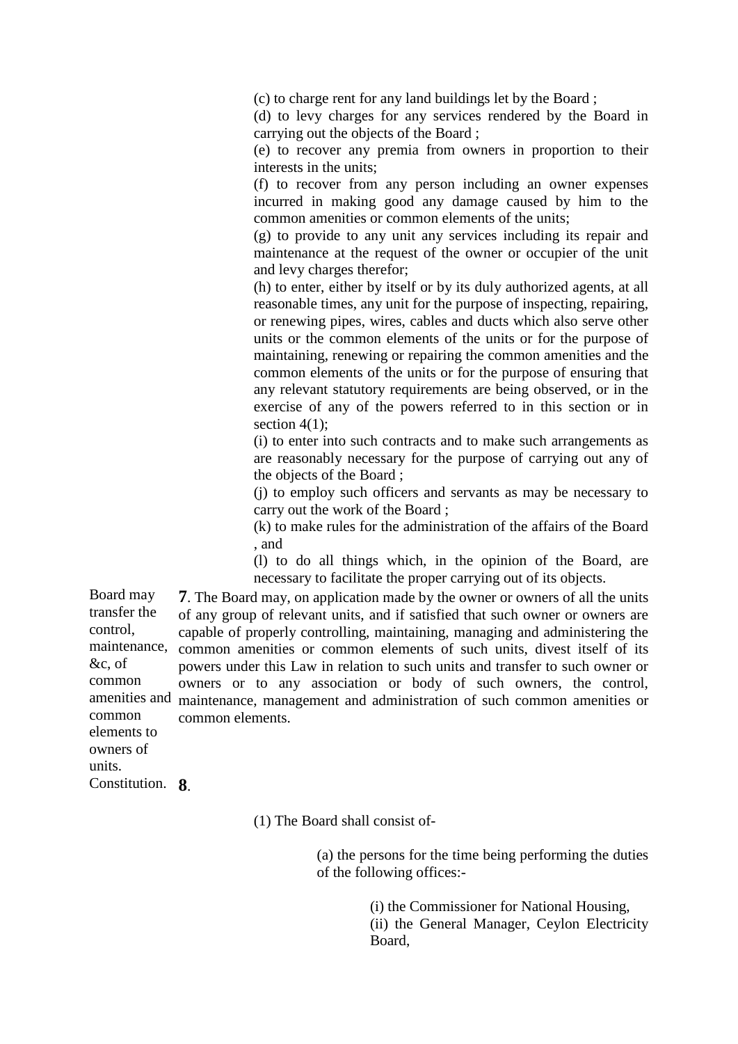(c) to charge rent for any land buildings let by the Board ;

(d) to levy charges for any services rendered by the Board in carrying out the objects of the Board ;

(e) to recover any premia from owners in proportion to their interests in the units;

(f) to recover from any person including an owner expenses incurred in making good any damage caused by him to the common amenities or common elements of the units;

(g) to provide to any unit any services including its repair and maintenance at the request of the owner or occupier of the unit and levy charges therefor;

(h) to enter, either by itself or by its duly authorized agents, at all reasonable times, any unit for the purpose of inspecting, repairing, or renewing pipes, wires, cables and ducts which also serve other units or the common elements of the units or for the purpose of maintaining, renewing or repairing the common amenities and the common elements of the units or for the purpose of ensuring that any relevant statutory requirements are being observed, or in the exercise of any of the powers referred to in this section or in section 4(1);

(i) to enter into such contracts and to make such arrangements as are reasonably necessary for the purpose of carrying out any of the objects of the Board ;

(j) to employ such officers and servants as may be necessary to carry out the work of the Board ;

(k) to make rules for the administration of the affairs of the Board , and

(l) to do all things which, in the opinion of the Board, are necessary to facilitate the proper carrying out of its objects.

*Board may transfer the control, maintenance, &c, of common amenities and common elements to owners of units.*

**7**. The Board may, on application made by the owner or owners of all the units of any group of relevant units, and if satisfied that such owner or owners are capable of properly controlling, maintaining, managing and administering the common amenities or common elements of such units, divest itself of its powers under this Law in relation to such units and transfer to such owner or owners or to any association or body of such owners, the control, maintenance, management and administration of such common amenities or common elements.

*Constitution.*

**8**.

(1) The Board shall consist of-

(a) the persons for the time being performing the duties of the following offices:-

(i) the Commissioner for National Housing,

(ii) the General Manager, Ceylon Electricity Board,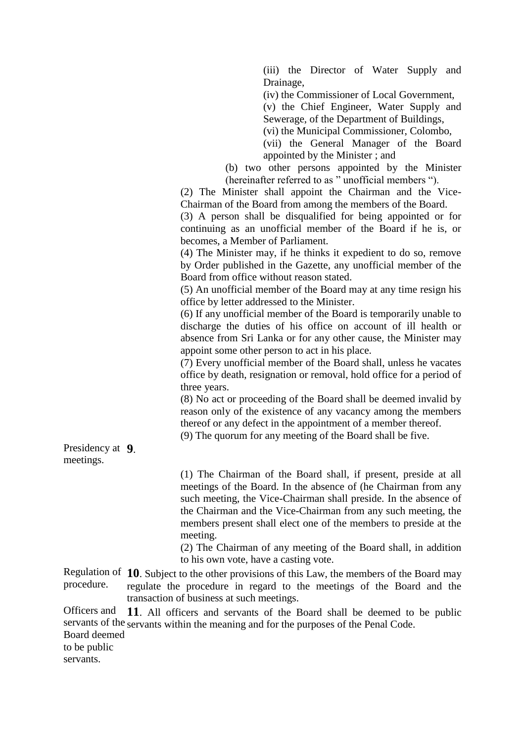(iii) the Director of Water Supply and Drainage,

(iv) the Commissioner of Local Government,

(v) the Chief Engineer, Water Supply and Sewerage, of the Department of Buildings,

(vi) the Municipal Commissioner, Colombo,

(vii) the General Manager of the Board appointed by the Minister ; and

(b) two other persons appointed by the Minister (hereinafter referred to as " unofficial members ").

(2) The Minister shall appoint the Chairman and the Vice-Chairman of the Board from among the members of the Board.

(3) A person shall be disqualified for being appointed or for continuing as an unofficial member of the Board if he is, or becomes, a Member of Parliament.

(4) The Minister may, if he thinks it expedient to do so, remove by Order published in the Gazette, any unofficial member of the Board from office without reason stated.

(5) An unofficial member of the Board may at any time resign his office by letter addressed to the Minister.

(6) If any unofficial member of the Board is temporarily unable to discharge the duties of his office on account of ill health or absence from Sri Lanka or for any other cause, the Minister may appoint some other person to act in his place.

(7) Every unofficial member of the Board shall, unless he vacates office by death, resignation or removal, hold office for a period of three years.

(8) No act or proceeding of the Board shall be deemed invalid by reason only of the existence of any vacancy among the members thereof or any defect in the appointment of a member thereof.

(9) The quorum for any meeting of the Board shall be five.

Presidency at meetings.

**9**.

(1) The Chairman of the Board shall, if present, preside at all meetings of the Board. In the absence of (he Chairman from any such meeting, the Vice-Chairman shall preside. In the absence of the Chairman and the Vice-Chairman from any such meeting, the members present shall elect one of the members to preside at the meeting.

(2) The Chairman of any meeting of the Board shall, in addition to his own vote, have a casting vote.

Regulation of procedure.

**10**. Subject to the other provisions of this Law, the members of the Board may regulate the procedure in regard to the meetings of the Board and the transaction of business at such meetings.

Officers and servants of the Board deemed to be public servants.

**11**. All officers and servants of the Board shall be deemed to be public servants within the meaning and for the purposes of the Penal Code.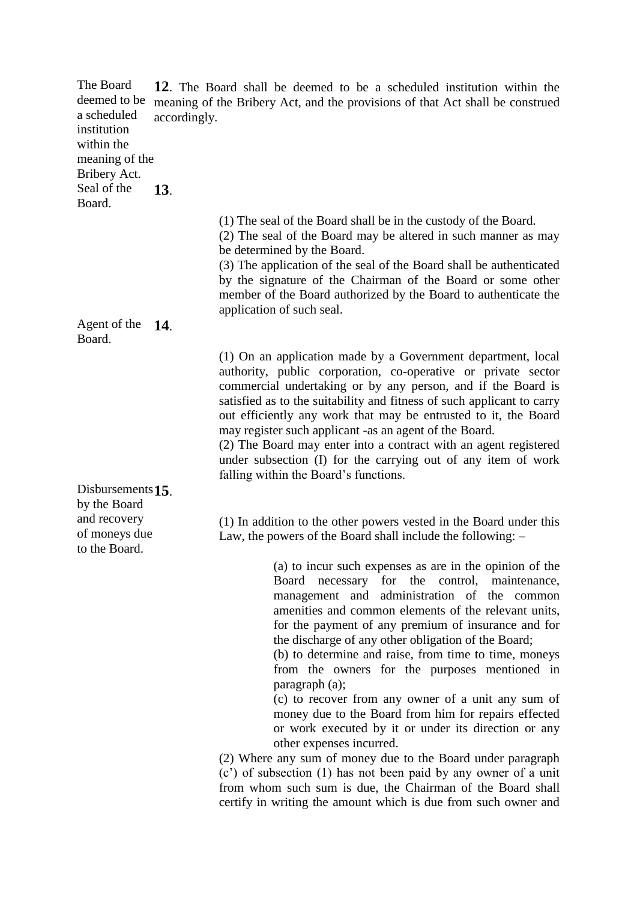**The Board deemed to be a scheduled institution within the meaning of the Bribery Act.**

**12**. The Board shall be deemed to be a scheduled institution within the meaning of the Bribery Act, and the provisions of that Act shall be construed accordingly.

**Seal of the Board.**

**13**.

(1) The seal of the Board shall be in the custody of the Board.

(2) The seal of the Board may be altered in such manner as may be determined by the Board.

(3) The application of the seal of the Board shall be authenticated by the signature of the Chairman of the Board or some other member of the Board authorized by the Board to authenticate the application of such seal.

**Agent of the Board.**

**14**.

(1) On an application made by a Government department, local authority, public corporation, co-operative or private sector commercial undertaking or by any person, and if the Board is satisfied as to the suitability and fitness of such applicant to carry out efficiently any work that may be entrusted to it, the Board may register such applicant -as an agent of the Board.

(2) The Board may enter into a contract with an agent registered under subsection (I) for the carrying out of any item of work falling within the Board's functions.

**Disbursements by the Board and recovery of moneys due to the Board.**

**15**.

(1) In addition to the other powers vested in the Board under this Law, the powers of the Board shall include the following: –

(a) to incur such expenses as are in the opinion of the Board necessary for the control, maintenance, management and administration of the common amenities and common elements of the relevant units, for the payment of any premium of insurance and for the discharge of any other obligation of the Board;

(b) to determine and raise, from time to time, moneys from the owners for the purposes mentioned in paragraph (a);

(c) to recover from any owner of a unit any sum of money due to the Board from him for repairs effected or work executed by it or under its direction or any other expenses incurred.

(2) Where any sum of money due to the Board under paragraph (c') of subsection (1) has not been paid by any owner of a unit from whom such sum is due, the Chairman of the Board shall certify in writing the amount which is due from such owner and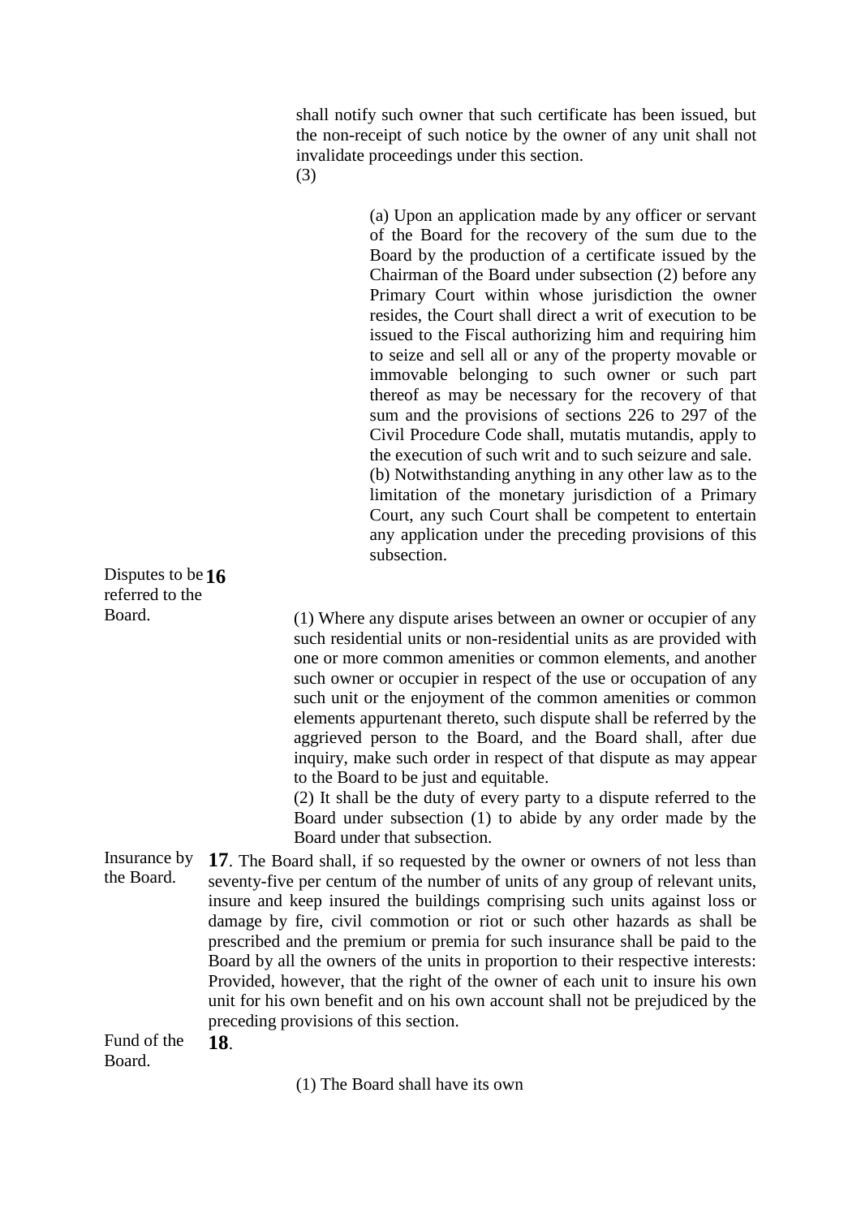shall notify such owner that such certificate has been issued, but the non-receipt of such notice by the owner of any unit shall not invalidate proceedings under this section.

(3)

(a) Upon an application made by any officer or servant of the Board for the recovery of the sum due to the Board by the production of a certificate issued by the Chairman of the Board under subsection (2) before any Primary Court within whose jurisdiction the owner resides, the Court shall direct a writ of execution to be issued to the Fiscal authorizing him and requiring him to seize and sell all or any of the property movable or immovable belonging to such owner or such part thereof as may be necessary for the recovery of that sum and the provisions of sections 226 to 297 of the Civil Procedure Code shall, mutatis mutandis, apply to the execution of such writ and to such seizure and sale.

(b) Notwithstanding anything in any other law as to the limitation of the monetary jurisdiction of a Primary Court, any such Court shall be competent to entertain any application under the preceding provisions of this subsection.

Disputes to be referred to the Board.

**16**

(1) Where any dispute arises between an owner or occupier of any such residential units or non-residential units as are provided with one or more common amenities or common elements, and another such owner or occupier in respect of the use or occupation of any such unit or the enjoyment of the common amenities or common elements appurtenant thereto, such dispute shall be referred by the aggrieved person to the Board, and the Board shall, after due inquiry, make such order in respect of that dispute as may appear to the Board to be just and equitable.

(2) It shall be the duty of every party to a dispute referred to the Board under subsection (1) to abide by any order made by the Board under that subsection.

Insurance by the Board.

**17**. The Board shall, if so requested by the owner or owners of not less than seventy-five per centum of the number of units of any group of relevant units, insure and keep insured the buildings comprising such units against loss or damage by fire, civil commotion or riot or such other hazards as shall be prescribed and the premium or premia for such insurance shall be paid to the Board by all the owners of the units in proportion to their respective interests: Provided, however, that the right of the owner of each unit to insure his own unit for his own benefit and on his own account shall not be prejudiced by the preceding provisions of this section.

Fund of the Board.

**18**.

(1) The Board shall have its own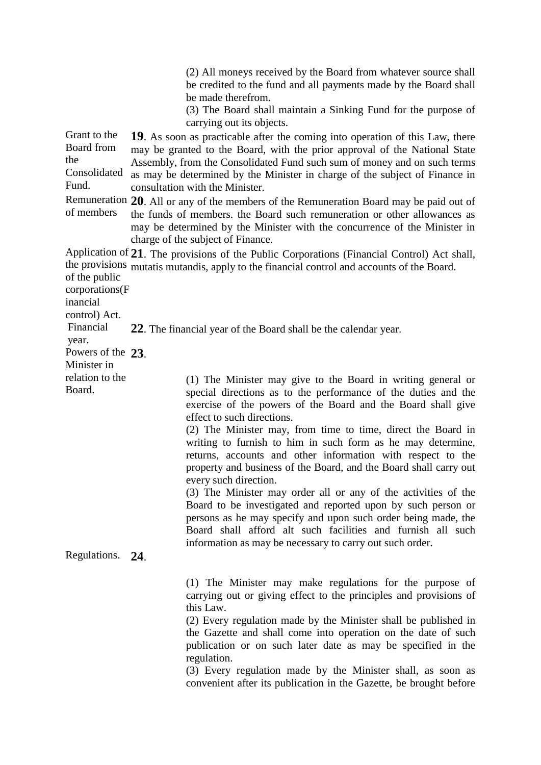(2) All moneys received by the Board from whatever source shall be credited to the fund and all payments made by the Board shall be made therefrom.

(3) The Board shall maintain a Sinking Fund for the purpose of carrying out its objects.

Grant to the Board from the Consolidated Fund.

**19**. As soon as practicable after the coming into operation of this Law, there may be granted to the Board, with the prior approval of the National State Assembly, from the Consolidated Fund such sum of money and on such terms as may be determined by the Minister in charge of the subject of Finance in consultation with the Minister.

Remuneration of members

**20**. All or any of the members of the Remuneration Board may be paid out of the funds of members. the Board such remuneration or other allowances as may be determined by the Minister with the concurrence of the Minister in charge of the subject of Finance.

Application of the provisions of the public corporations(Financial control) Act.

**21**. The provisions of the Public Corporations (Financial Control) Act shall, mutatis mutandis, apply to the financial control and accounts of the Board.

Financial year.

**22**. The financial year of the Board shall be the calendar year.

Powers of the Minister in relation to the Board.

**23**.

(1) The Minister may give to the Board in writing general or special directions as to the performance of the duties and the exercise of the powers of the Board and the Board shall give effect to such directions.

(2) The Minister may, from time to time, direct the Board in writing to furnish to him in such form as he may determine, returns, accounts and other information with respect to the property and business of the Board, and the Board shall carry out every such direction.

(3) The Minister may order all or any of the activities of the Board to be investigated and reported upon by such person or persons as he may specify and upon such order being made, the Board shall afford alt such facilities and furnish all such information as may be necessary to carry out such order.

Regulations.

**24**.

(1) The Minister may make regulations for the purpose of carrying out or giving effect to the principles and provisions of this Law.

(2) Every regulation made by the Minister shall be published in the Gazette and shall come into operation on the date of such publication or on such later date as may be specified in the regulation.

(3) Every regulation made by the Minister shall, as soon as convenient after its publication in the Gazette, be brought before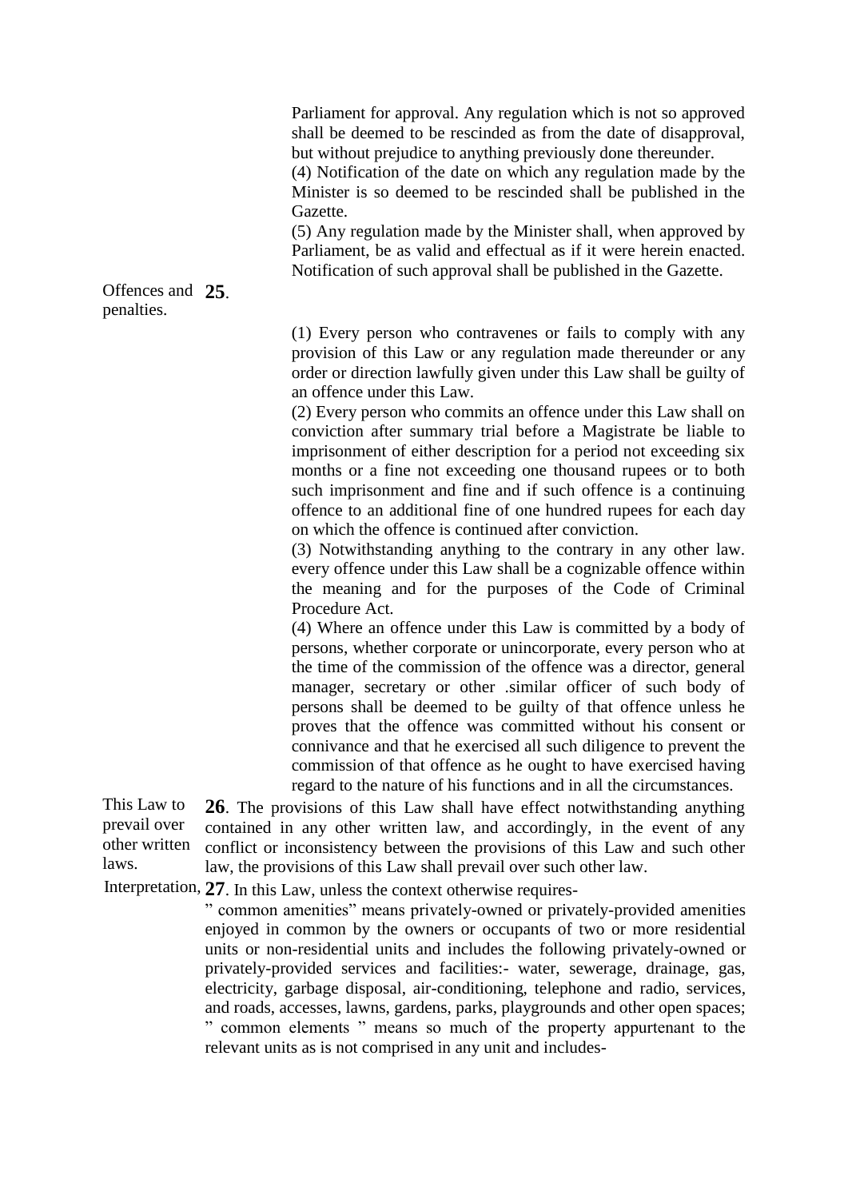Parliament for approval. Any regulation which is not so approved shall be deemed to be rescinded as from the date of disapproval, but without prejudice to anything previously done thereunder.

(4) Notification of the date on which any regulation made by the Minister is so deemed to be rescinded shall be published in the Gazette.

(5) Any regulation made by the Minister shall, when approved by Parliament, be as valid and effectual as if it were herein enacted. Notification of such approval shall be published in the Gazette.

**25**. Offences and penalties.

(1) Every person who contravenes or fails to comply with any provision of this Law or any regulation made thereunder or any order or direction lawfully given under this Law shall be guilty of an offence under this Law.

(2) Every person who commits an offence under this Law shall on conviction after summary trial before a Magistrate be liable to imprisonment of either description for a period not exceeding six months or a fine not exceeding one thousand rupees or to both such imprisonment and fine and if such offence is a continuing offence to an additional fine of one hundred rupees for each day on which the offence is continued after conviction.

(3) Notwithstanding anything to the contrary in any other law. every offence under this Law shall be a cognizable offence within the meaning and for the purposes of the Code of Criminal Procedure Act.

(4) Where an offence under this Law is committed by a body of persons, whether corporate or unincorporate, every person who at the time of the commission of the offence was a director, general manager, secretary or other .similar officer of such body of persons shall be deemed to be guilty of that offence unless he proves that the offence was committed without his consent or connivance and that he exercised all such diligence to prevent the commission of that offence as he ought to have exercised having regard to the nature of his functions and in all the circumstances.

This Law to prevail over other written laws.

**26**. The provisions of this Law shall have effect notwithstanding anything contained in any other written law, and accordingly, in the event of any conflict or inconsistency between the provisions of this Law and such other law, the provisions of this Law shall prevail over such other law.

Interpretation,

**27**. In this Law, unless the context otherwise requires-

" common amenities" means privately-owned or privately-provided amenities enjoyed in common by the owners or occupants of two or more residential units or non-residential units and includes the following privately-owned or privately-provided services and facilities:- water, sewerage, drainage, gas, electricity, garbage disposal, air-conditioning, telephone and radio, services, and roads, accesses, lawns, gardens, parks, playgrounds and other open spaces;

" common elements " means so much of the property appurtenant to the relevant units as is not comprised in any unit and includes-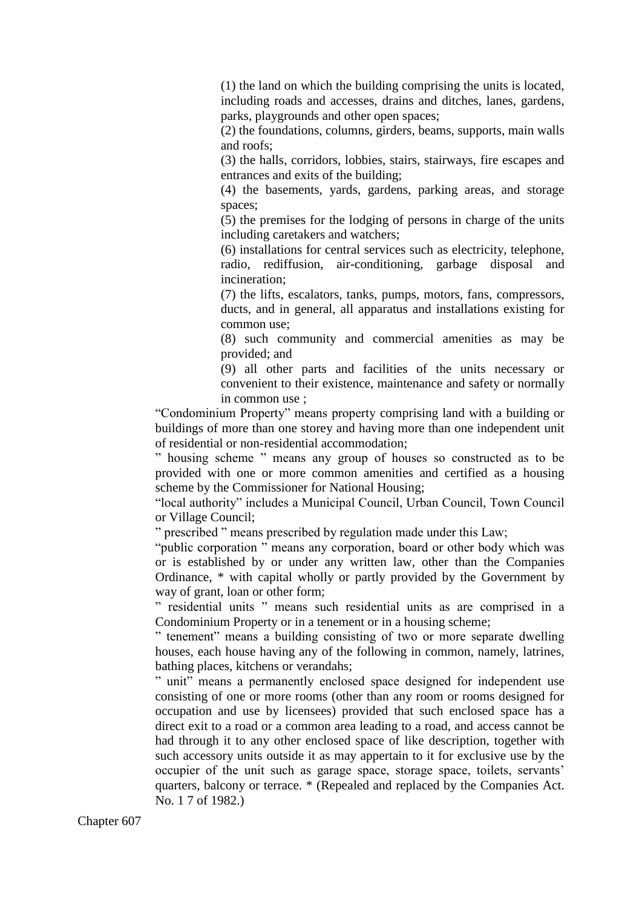(1) the land on which the building comprising the units is located, including roads and accesses, drains and ditches, lanes, gardens, parks, playgrounds and other open spaces;

(2) the foundations, columns, girders, beams, supports, main walls and roofs;

(3) the halls, corridors, lobbies, stairs, stairways, fire escapes and entrances and exits of the building;

(4) the basements, yards, gardens, parking areas, and storage spaces;

(5) the premises for the lodging of persons in charge of the units including caretakers and watchers;

(6) installations for central services such as electricity, telephone, radio, rediffusion, air-conditioning, garbage disposal and incineration;

(7) the lifts, escalators, tanks, pumps, motors, fans, compressors, ducts, and in general, all apparatus and installations existing for common use;

(8) such community and commercial amenities as may be provided; and

(9) all other parts and facilities of the units necessary or convenient to their existence, maintenance and safety or normally in common use ;

"Condominium Property" means property comprising land with a building or buildings of more than one storey and having more than one independent unit of residential or non-residential accommodation;

" housing scheme " means any group of houses so constructed as to be provided with one or more common amenities and certified as a housing scheme by the Commissioner for National Housing;

"local authority" includes a Municipal Council, Urban Council, Town Council or Village Council;

" prescribed " means prescribed by regulation made under this Law;

"public corporation " means any corporation, board or other body which was or is established by or under any written law, other than the Companies Ordinance, * with capital wholly or partly provided by the Government by way of grant, loan or other form;

" residential units " means such residential units as are comprised in a Condominium Property or in a tenement or in a housing scheme;

" tenement" means a building consisting of two or more separate dwelling houses, each house having any of the following in common, namely, latrines, bathing places, kitchens or verandahs;

" unit" means a permanently enclosed space designed for independent use consisting of one or more rooms (other than any room or rooms designed for occupation and use by licensees) provided that such enclosed space has a direct exit to a road or a common area leading to a road, and access cannot be had through it to any other enclosed space of like description, together with such accessory units outside it as may appertain to it for exclusive use by the occupier of the unit such as garage space, storage space, toilets, servants' quarters, balcony or terrace. * (Repealed and replaced by the Companies Act. No. 1 7 of 1982.)

Chapter 607